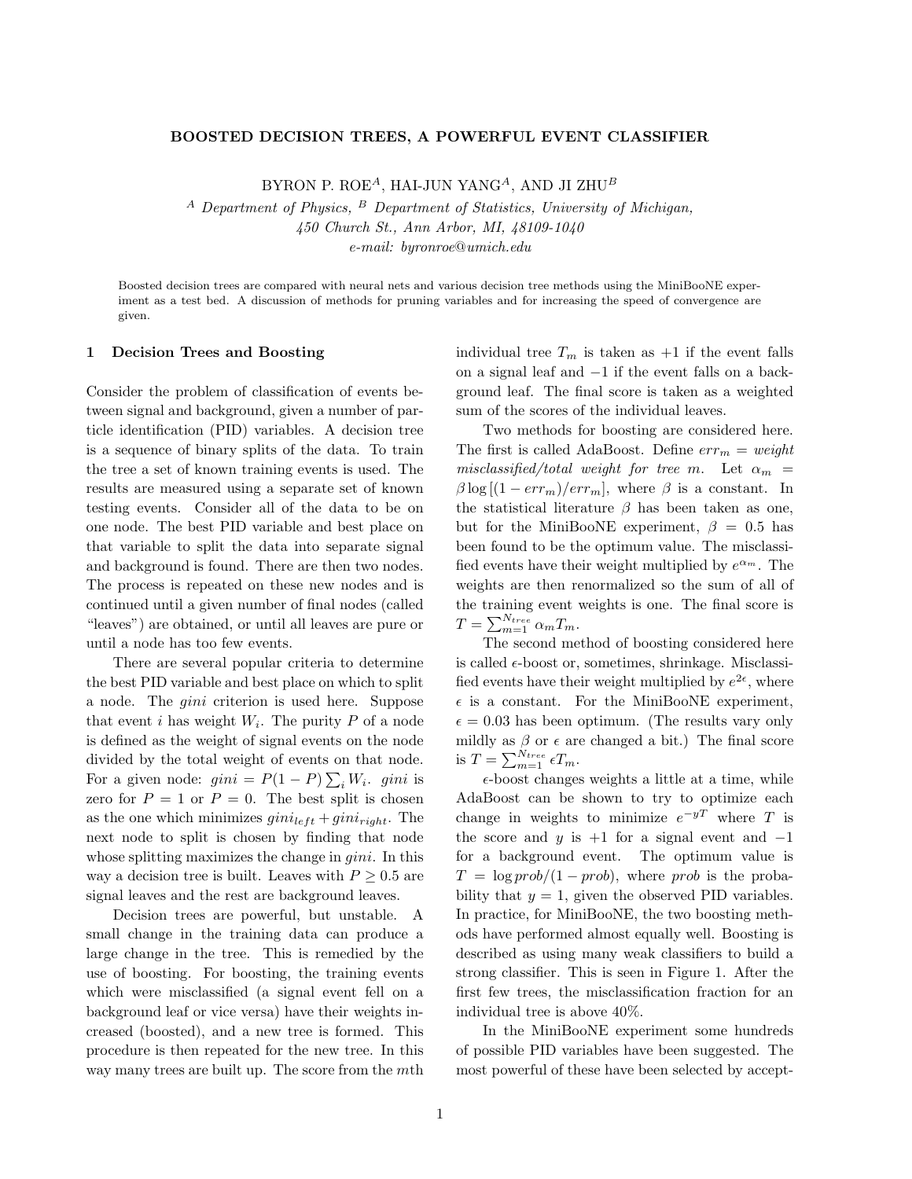# BOOSTED DECISION TREES, A POWERFUL EVENT CLASSIFIER

BYRON P. ROE[A], HAI-JUN YANG[A], AND JI ZHU[B]

[A] *Department of Physics,* [B] *Department of Statistics, University of Michigan,*
*450 Church St., Ann Arbor, MI, 48109-1040*
*e-mail: byronroe@umich.edu*

Boosted decision trees are compared with neural nets and various decision tree methods using the MiniBooNE experiment as a test bed. A discussion of methods for pruning variables and for increasing the speed of convergence are given.

## 1 Decision Trees and Boosting

Consider the problem of classification of events between signal and background, given a number of particle identification (PID) variables. A decision tree is a sequence of binary splits of the data. To train the tree a set of known training events is used. The results are measured using a separate set of known testing events. Consider all of the data to be on one node. The best PID variable and best place on that variable to split the data into separate signal and background is found. There are then two nodes. The process is repeated on these new nodes and is continued until a given number of final nodes (called "leaves") are obtained, or until all leaves are pure or until a node has too few events.

There are several popular criteria to determine the best PID variable and best place on which to split a node. The *gini* criterion is used here. Suppose that event $i$ has weight $W_i$. The purity $P$ of a node is defined as the weight of signal events on the node divided by the total weight of events on that node. For a given node: $gini = P(1-P)\sum_i W_i$. $gini$ is zero for $P = 1$ or $P = 0$. The best split is chosen as the one which minimizes $gini_{left} + gini_{right}$. The next node to split is chosen by finding that node whose splitting maximizes the change in $gini$. In this way a decision tree is built. Leaves with $P \geq 0.5$ are signal leaves and the rest are background leaves.

Decision trees are powerful, but unstable. A small change in the training data can produce a large change in the tree. This is remedied by the use of boosting. For boosting, the training events which were misclassified (a signal event fell on a background leaf or vice versa) have their weights increased (boosted), and a new tree is formed. This procedure is then repeated for the new tree. In this way many trees are built up. The score from the $m$th individual tree $T_m$ is taken as $+1$ if the event falls on a signal leaf and $-1$ if the event falls on a background leaf. The final score is taken as a weighted sum of the scores of the individual leaves.

Two methods for boosting are considered here. The first is called AdaBoost. Define $err_m$ = *weight misclassified/total weight for tree m*. Let $\alpha_m = \beta \log[(1-err_m)/err_m]$, where $\beta$ is a constant. In the statistical literature $\beta$ has been taken as one, but for the MiniBooNE experiment, $\beta = 0.5$ has been found to be the optimum value. The misclassified events have their weight multiplied by $e^{\alpha_m}$. The weights are then renormalized so the sum of all of the training event weights is one. The final score is $T = \sum_{m=1}^{N_{tree}} \alpha_m T_m$.

The second method of boosting considered here is called $\epsilon$-boost or, sometimes, shrinkage. Misclassified events have their weight multiplied by $e^{2\epsilon}$, where $\epsilon$ is a constant. For the MiniBooNE experiment, $\epsilon = 0.03$ has been optimum. (The results vary only mildly as $\beta$ or $\epsilon$ are changed a bit.) The final score is $T = \sum_{m=1}^{N_{tree}} \epsilon T_m$.

$\epsilon$-boost changes weights a little at a time, while AdaBoost can be shown to try to optimize each change in weights to minimize $e^{-yT}$ where $T$ is the score and $y$ is $+1$ for a signal event and $-1$ for a background event. The optimum value is $T = \log prob/(1-prob)$, where $prob$ is the probability that $y = 1$, given the observed PID variables. In practice, for MiniBooNE, the two boosting methods have performed almost equally well. Boosting is described as using many weak classifiers to build a strong classifier. This is seen in Figure 1. After the first few trees, the misclassification fraction for an individual tree is above 40%.

In the MiniBooNE experiment some hundreds of possible PID variables have been suggested. The most powerful of these have been selected by accept-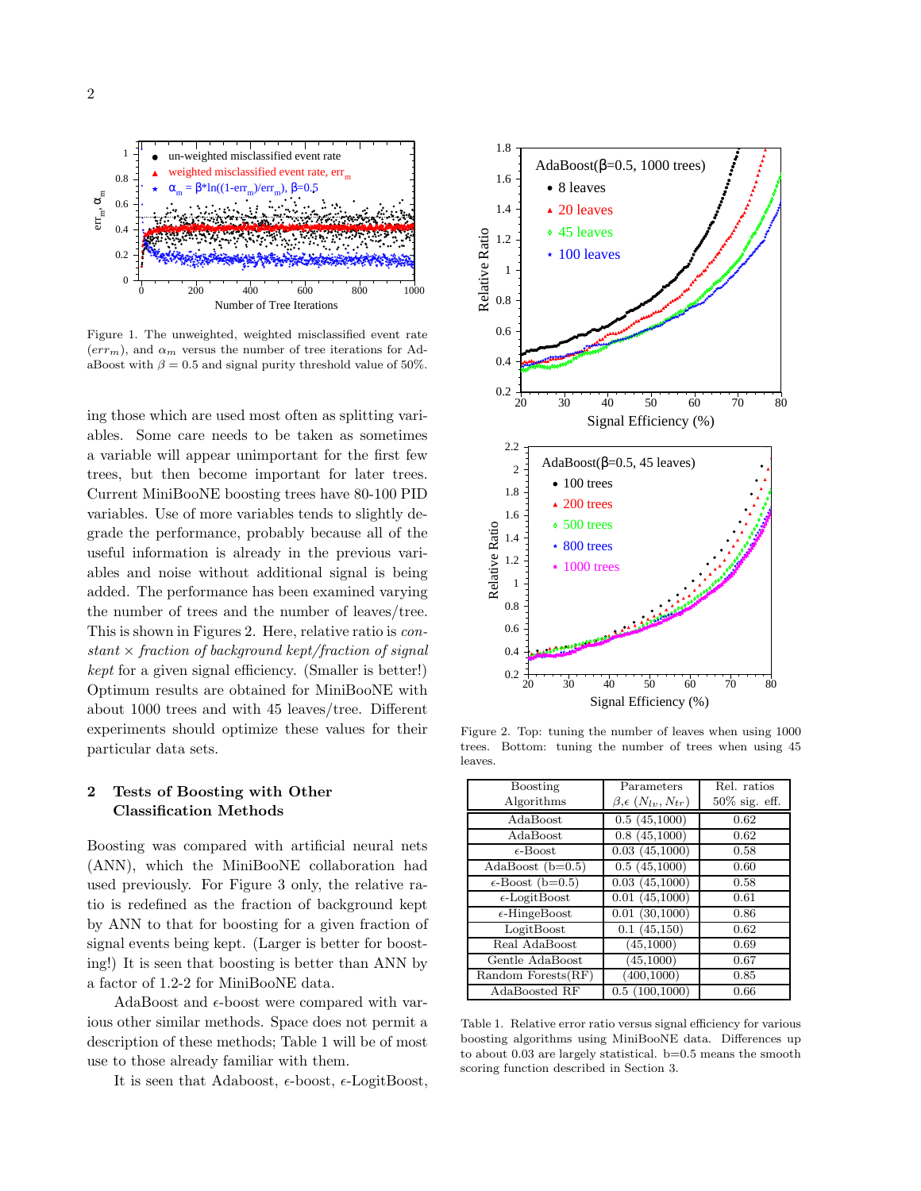Figure 1. The unweighted, weighted misclassified event rate ($err_m$), and $\alpha_m$ versus the number of tree iterations for AdaBoost with $\beta = 0.5$ and signal purity threshold value of 50%.

ing those which are used most often as splitting variables. Some care needs to be taken as sometimes a variable will appear unimportant for the first few trees, but then become important for later trees. Current MiniBooNE boosting trees have 80-100 PID variables. Use of more variables tends to slightly degrade the performance, probably because all of the useful information is already in the previous variables and noise without additional signal is being added. The performance has been examined varying the number of trees and the number of leaves/tree. This is shown in Figures 2. Here, relative ratio is *constant × fraction of background kept/fraction of signal kept* for a given signal efficiency. (Smaller is better!) Optimum results are obtained for MiniBooNE with about 1000 trees and with 45 leaves/tree. Different experiments should optimize these values for their particular data sets.

## 2 Tests of Boosting with Other Classification Methods

Boosting was compared with artificial neural nets (ANN), which the MiniBooNE collaboration had used previously. For Figure 3 only, the relative ratio is redefined as the fraction of background kept by ANN to that for boosting for a given fraction of signal events being kept. (Larger is better for boosting!) It is seen that boosting is better than ANN by a factor of 1.2-2 for MiniBooNE data.

AdaBoost and $\epsilon$-boost were compared with various other similar methods. Space does not permit a description of these methods; Table 1 will be of most use to those already familiar with them.

It is seen that Adaboost, $\epsilon$-boost, $\epsilon$-LogitBoost,

Figure 2. Top: tuning the number of leaves when using 1000 trees. Bottom: tuning the number of trees when using 45 leaves.

| Boosting Algorithms | Parameters $\beta,\epsilon$ $(N_{lv}, N_{tr})$ | Rel. ratios 50% sig. eff. |
|---|---|---|
| AdaBoost | 0.5 (45,1000) | 0.62 |
| AdaBoost | 0.8 (45,1000) | 0.62 |
| $\epsilon$-Boost | 0.03 (45,1000) | 0.58 |
| AdaBoost (b=0.5) | 0.5 (45,1000) | 0.60 |
| $\epsilon$-Boost (b=0.5) | 0.03 (45,1000) | 0.58 |
| $\epsilon$-LogitBoost | 0.01 (45,1000) | 0.61 |
| $\epsilon$-HingeBoost | 0.01 (30,1000) | 0.86 |
| LogitBoost | 0.1 (45,150) | 0.62 |
| Real AdaBoost | (45,1000) | 0.69 |
| Gentle AdaBoost | (45,1000) | 0.67 |
| Random Forests(RF) | (400,1000) | 0.85 |
| AdaBoosted RF | 0.5 (100,1000) | 0.66 |

Table 1. Relative error ratio versus signal efficiency for various boosting algorithms using MiniBooNE data. Differences up to about 0.03 are largely statistical. b=0.5 means the smooth scoring function described in Section 3.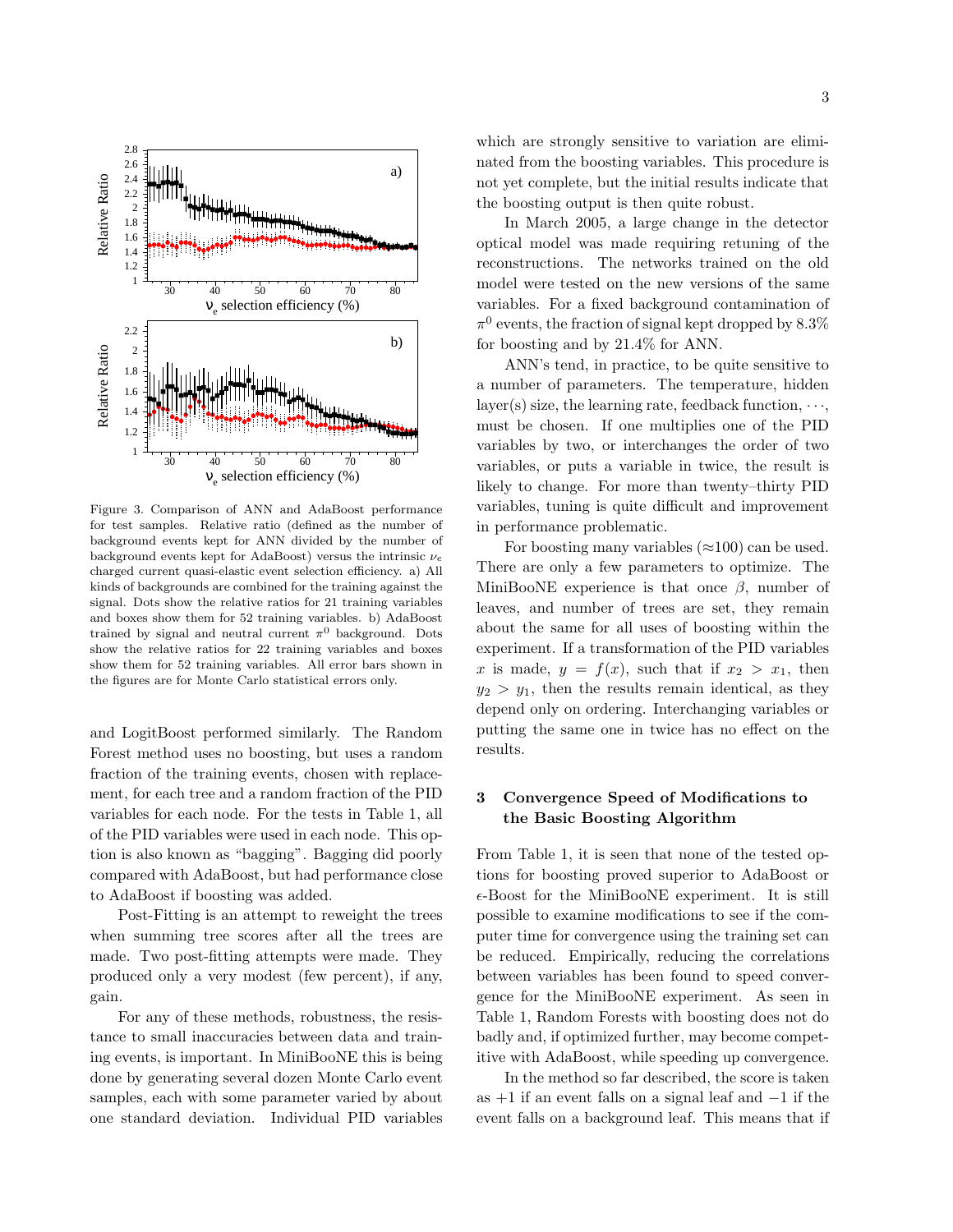Figure 3. Comparison of ANN and AdaBoost performance for test samples. Relative ratio (defined as the number of background events kept for ANN divided by the number of background events kept for AdaBoost) versus the intrinsic $\nu_e$ charged current quasi-elastic event selection efficiency. a) All kinds of backgrounds are combined for the training against the signal. Dots show the relative ratios for 21 training variables and boxes show them for 52 training variables. b) AdaBoost trained by signal and neutral current $\pi^0$ background. Dots show the relative ratios for 22 training variables and boxes show them for 52 training variables. All error bars shown in the figures are for Monte Carlo statistical errors only.

and LogitBoost performed similarly. The Random Forest method uses no boosting, but uses a random fraction of the training events, chosen with replacement, for each tree and a random fraction of the PID variables for each node. For the tests in Table 1, all of the PID variables were used in each node. This option is also known as "bagging". Bagging did poorly compared with AdaBoost, but had performance close to AdaBoost if boosting was added.

Post-Fitting is an attempt to reweight the trees when summing tree scores after all the trees are made. Two post-fitting attempts were made. They produced only a very modest (few percent), if any, gain.

For any of these methods, robustness, the resistance to small inaccuracies between data and training events, is important. In MiniBooNE this is being done by generating several dozen Monte Carlo event samples, each with some parameter varied by about one standard deviation. Individual PID variables which are strongly sensitive to variation are eliminated from the boosting variables. This procedure is not yet complete, but the initial results indicate that the boosting output is then quite robust.

In March 2005, a large change in the detector optical model was made requiring retuning of the reconstructions. The networks trained on the old model were tested on the new versions of the same variables. For a fixed background contamination of $\pi^0$ events, the fraction of signal kept dropped by 8.3% for boosting and by 21.4% for ANN.

ANN's tend, in practice, to be quite sensitive to a number of parameters. The temperature, hidden layer(s) size, the learning rate, feedback function, $\cdots$, must be chosen. If one multiplies one of the PID variables by two, or interchanges the order of two variables, or puts a variable in twice, the result is likely to change. For more than twenty–thirty PID variables, tuning is quite difficult and improvement in performance problematic.

For boosting many variables ($\approx$100) can be used. There are only a few parameters to optimize. The MiniBooNE experience is that once $\beta$, number of leaves, and number of trees are set, they remain about the same for all uses of boosting within the experiment. If a transformation of the PID variables $x$ is made, $y = f(x)$, such that if $x_2 > x_1$, then $y_2 > y_1$, then the results remain identical, as they depend only on ordering. Interchanging variables or putting the same one in twice has no effect on the results.

## 3 Convergence Speed of Modifications to the Basic Boosting Algorithm

From Table 1, it is seen that none of the tested options for boosting proved superior to AdaBoost or $\epsilon$-Boost for the MiniBooNE experiment. It is still possible to examine modifications to see if the computer time for convergence using the training set can be reduced. Empirically, reducing the correlations between variables has been found to speed convergence for the MiniBooNE experiment. As seen in Table 1, Random Forests with boosting does not do badly and, if optimized further, may become competitive with AdaBoost, while speeding up convergence.

In the method so far described, the score is taken as $+1$ if an event falls on a signal leaf and $-1$ if the event falls on a background leaf. This means that if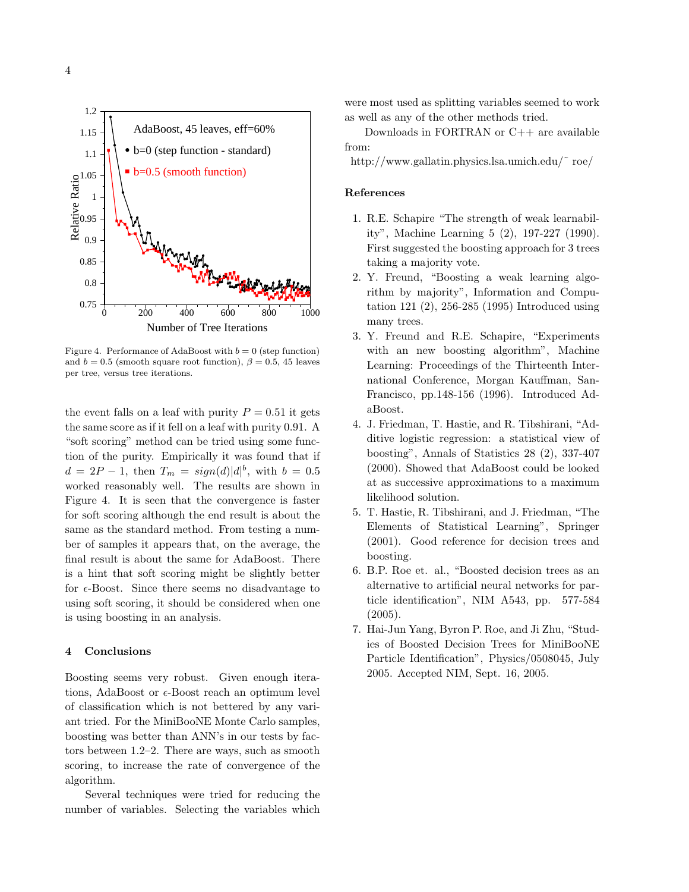AdaBoost, 45 leaves, eff=60%

b=0 (step function - standard)

b=0.5 (smooth function)

Relative Ratio

Number of Tree Iterations

1.2
1.15
1.1
1.05
1
0.95
0.9
0.85
0.8
0.75

0
200
400
600
800
1000

Figure 4. Performance of AdaBoost with $b = 0$ (step function) and $b = 0.5$ (smooth square root function), $\beta = 0.5$, 45 leaves per tree, versus tree iterations.

the event falls on a leaf with purity $P = 0.51$ it gets the same score as if it fell on a leaf with purity 0.91. A "soft scoring" method can be tried using some function of the purity. Empirically it was found that if $d = 2P - 1$, then $T_m = sign(d)|d|^b$, with $b = 0.5$ worked reasonably well. The results are shown in Figure 4. It is seen that the convergence is faster for soft scoring although the end result is about the same as the standard method. From testing a number of samples it appears that, on the average, the final result is about the same for AdaBoost. There is a hint that soft scoring might be slightly better for $\epsilon$-Boost. Since there seems no disadvantage to using soft scoring, it should be considered when one is using boosting in an analysis.

## 4 Conclusions

Boosting seems very robust. Given enough iterations, AdaBoost or $\epsilon$-Boost reach an optimum level of classification which is not bettered by any variant tried. For the MiniBooNE Monte Carlo samples, boosting was better than ANN's in our tests by factors between 1.2–2. There are ways, such as smooth scoring, to increase the rate of convergence of the algorithm.

Several techniques were tried for reducing the number of variables. Selecting the variables which were most used as splitting variables seemed to work as well as any of the other methods tried.

Downloads in FORTRAN or C++ are available from:

http://www.gallatin.physics.lsa.umich.edu/˜ roe/

## References

1. R.E. Schapire "The strength of weak learnability", Machine Learning 5 (2), 197-227 (1990). First suggested the boosting approach for 3 trees taking a majority vote.
2. Y. Freund, "Boosting a weak learning algorithm by majority", Information and Computation 121 (2), 256-285 (1995) Introduced using many trees.
3. Y. Freund and R.E. Schapire, "Experiments with an new boosting algorithm", Machine Learning: Proceedings of the Thirteenth International Conference, Morgan Kauffman, SanFrancisco, pp.148-156 (1996). Introduced AdaBoost.
4. J. Friedman, T. Hastie, and R. Tibshirani, "Additive logistic regression: a statistical view of boosting", Annals of Statistics 28 (2), 337-407 (2000). Showed that AdaBoost could be looked at as successive approximations to a maximum likelihood solution.
5. T. Hastie, R. Tibshirani, and J. Friedman, "The Elements of Statistical Learning", Springer (2001). Good reference for decision trees and boosting.
6. B.P. Roe et. al., "Boosted decision trees as an alternative to artificial neural networks for particle identification", NIM A543, pp. 577-584 (2005).
7. Hai-Jun Yang, Byron P. Roe, and Ji Zhu, "Studies of Boosted Decision Trees for MiniBooNE Particle Identification", Physics/0508045, July 2005. Accepted NIM, Sept. 16, 2005.